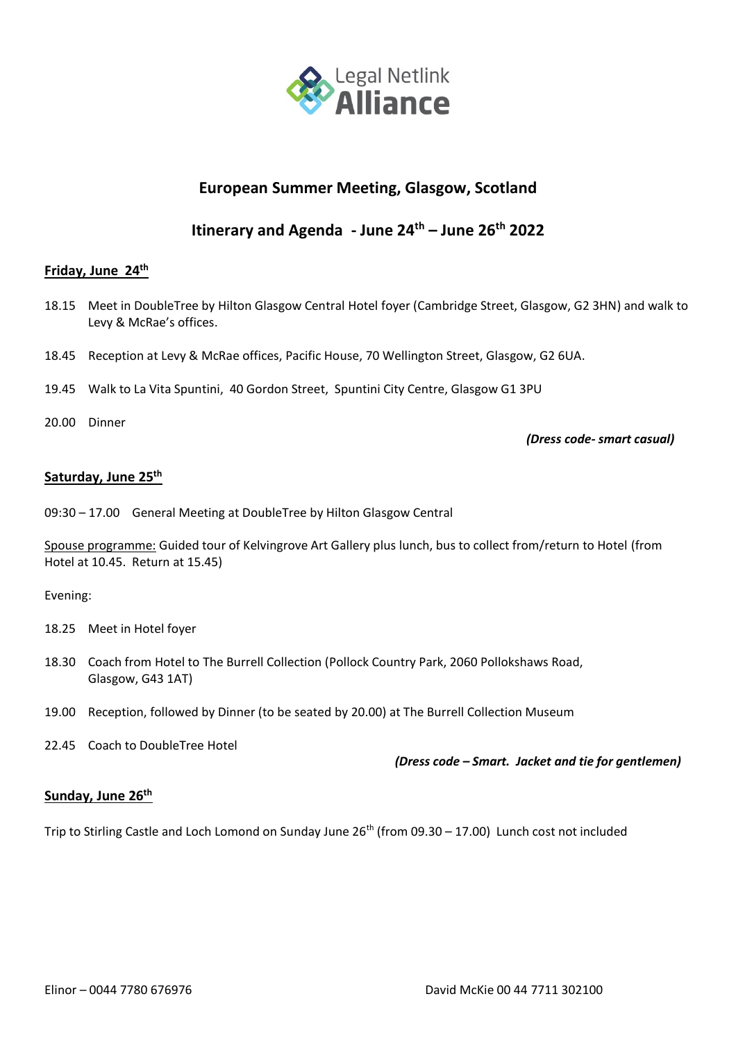Legal Netlink Alliance

## European Summer Meeting, Glasgow, Scotland

## Itinerary and Agenda - June 24th – June 26th 2022

### Friday, June 24th

18.15 Meet in DoubleTree by Hilton Glasgow Central Hotel foyer (Cambridge Street, Glasgow, G2 3HN) and walk to Levy & McRae's offices.

18.45 Reception at Levy & McRae offices, Pacific House, 70 Wellington Street, Glasgow, G2 6UA.

19.45 Walk to La Vita Spuntini, 40 Gordon Street, Spuntini City Centre, Glasgow G1 3PU

20.00 Dinner

***(Dress code- smart casual)***

### Saturday, June 25th

09:30 – 17.00 General Meeting at DoubleTree by Hilton Glasgow Central

Spouse programme: Guided tour of Kelvingrove Art Gallery plus lunch, bus to collect from/return to Hotel (from Hotel at 10.45. Return at 15.45)

Evening:

18.25 Meet in Hotel foyer

18.30 Coach from Hotel to The Burrell Collection (Pollock Country Park, 2060 Pollokshaws Road, Glasgow, G43 1AT)

19.00 Reception, followed by Dinner (to be seated by 20.00) at The Burrell Collection Museum

22.45 Coach to DoubleTree Hotel

***(Dress code – Smart. Jacket and tie for gentlemen)***

### Sunday, June 26th

Trip to Stirling Castle and Loch Lomond on Sunday June 26th (from 09.30 – 17.00) Lunch cost not included

Elinor – 0044 7780 676976

David McKie 00 44 7711 302100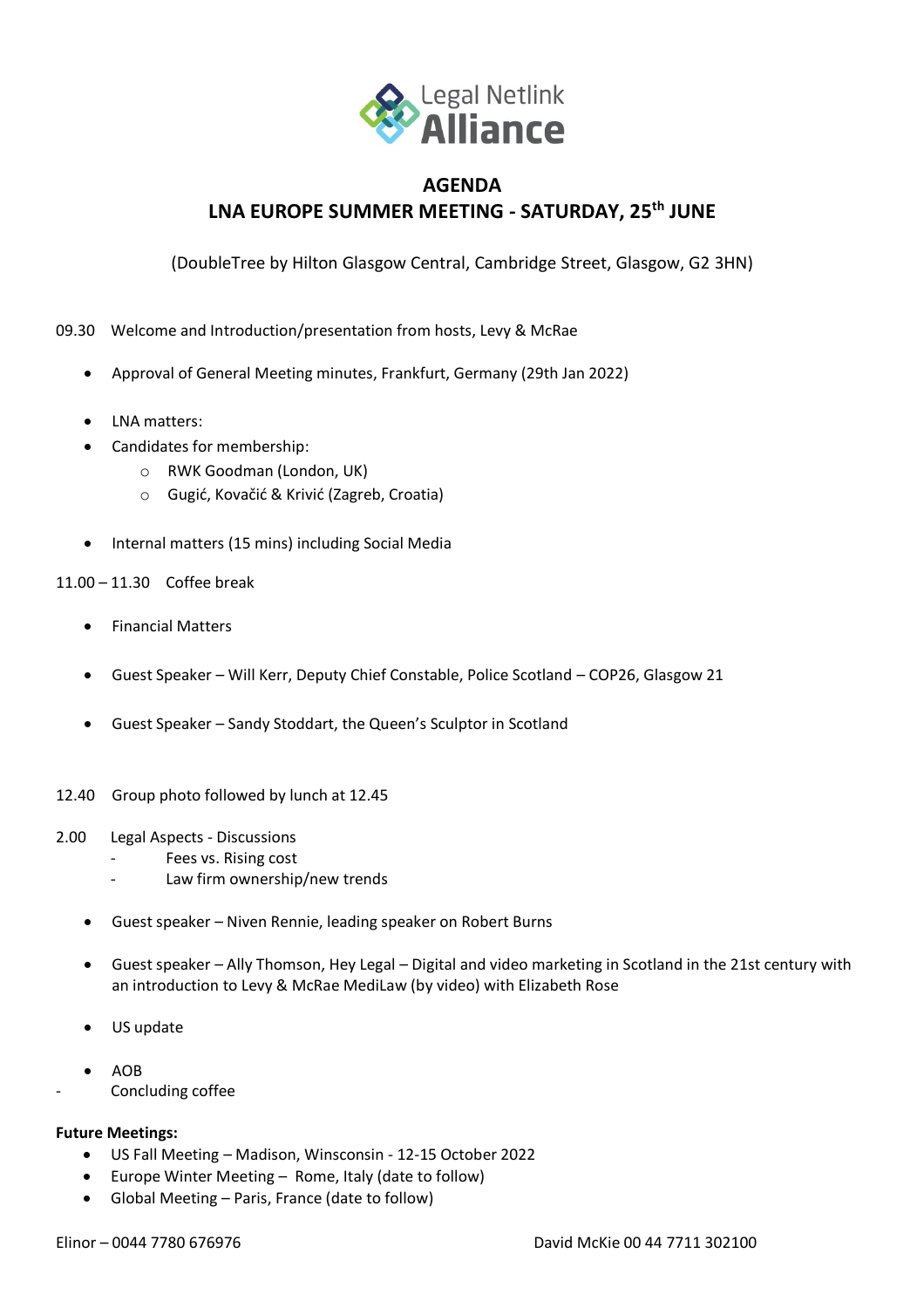Legal Netlink **Alliance**

## AGENDA
## LNA EUROPE SUMMER MEETING - SATURDAY, 25th JUNE

(DoubleTree by Hilton Glasgow Central, Cambridge Street, Glasgow, G2 3HN)

09.30 Welcome and Introduction/presentation from hosts, Levy & McRae

- Approval of General Meeting minutes, Frankfurt, Germany (29th Jan 2022)
- LNA matters:
- Candidates for membership:
  - RWK Goodman (London, UK)
  - Gugić, Kovačić & Krivić (Zagreb, Croatia)
- Internal matters (15 mins) including Social Media

11.00 – 11.30 Coffee break

- Financial Matters
- Guest Speaker – Will Kerr, Deputy Chief Constable, Police Scotland – COP26, Glasgow 21
- Guest Speaker – Sandy Stoddart, the Queen's Sculptor in Scotland

12.40 Group photo followed by lunch at 12.45

2.00 Legal Aspects - Discussions
- Fees vs. Rising cost
- Law firm ownership/new trends

- Guest speaker – Niven Rennie, leading speaker on Robert Burns
- Guest speaker – Ally Thomson, Hey Legal – Digital and video marketing in Scotland in the 21st century with an introduction to Levy & McRae MediLaw (by video) with Elizabeth Rose
- US update
- AOB

- Concluding coffee

**Future Meetings:**

- US Fall Meeting – Madison, Winsconsin - 12-15 October 2022
- Europe Winter Meeting – Rome, Italy (date to follow)
- Global Meeting – Paris, France (date to follow)

Elinor – 0044 7780 676976

David McKie 00 44 7711 302100